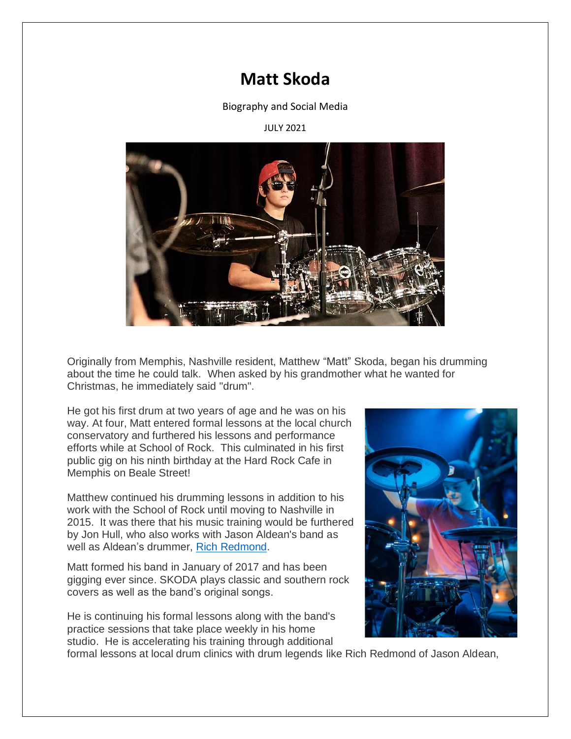# Matt Skoda

Biography and Social Media

JULY 2021

Originally from Memphis, Nashville resident, Matthew "Matt" Skoda, began his drumming about the time he could talk. When asked by his grandmother what he wanted for Christmas, he immediately said "drum".

He got his first drum at two years of age and he was on his way. At four, Matt entered formal lessons at the local church conservatory and furthered his lessons and performance efforts while at School of Rock. This culminated in his first public gig on his ninth birthday at the Hard Rock Cafe in Memphis on Beale Street!

Matthew continued his drumming lessons in addition to his work with the School of Rock until moving to Nashville in 2015. It was there that his music training would be furthered by Jon Hull, who also works with Jason Aldean's band as well as Aldean's drummer, Rich Redmond.

Matt formed his band in January of 2017 and has been gigging ever since. SKODA plays classic and southern rock covers as well as the band's original songs.

He is continuing his formal lessons along with the band's practice sessions that take place weekly in his home studio. He is accelerating his training through additional formal lessons at local drum clinics with drum legends like Rich Redmond of Jason Aldean,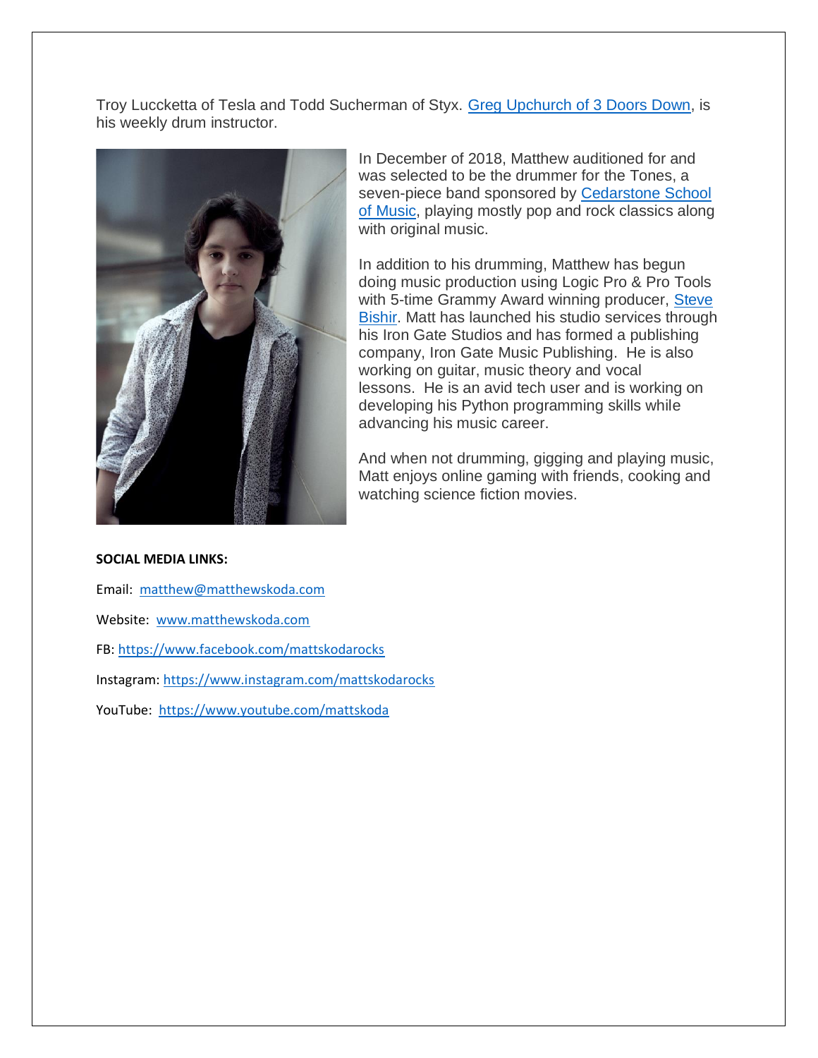Troy Luccketta of Tesla and Todd Sucherman of Styx. Greg Upchurch of 3 Doors Down, is his weekly drum instructor.

In December of 2018, Matthew auditioned for and was selected to be the drummer for the Tones, a seven-piece band sponsored by Cedarstone School of Music, playing mostly pop and rock classics along with original music.

In addition to his drumming, Matthew has begun doing music production using Logic Pro & Pro Tools with 5-time Grammy Award winning producer, Steve Bishir. Matt has launched his studio services through his Iron Gate Studios and has formed a publishing company, Iron Gate Music Publishing. He is also working on guitar, music theory and vocal lessons. He is an avid tech user and is working on developing his Python programming skills while advancing his music career.

And when not drumming, gigging and playing music, Matt enjoys online gaming with friends, cooking and watching science fiction movies.

**SOCIAL MEDIA LINKS:**

Email: matthew@matthewskoda.com

Website: www.matthewskoda.com

FB: https://www.facebook.com/mattskodarocks

Instagram: https://www.instagram.com/mattskodarocks

YouTube: https://www.youtube.com/mattskoda